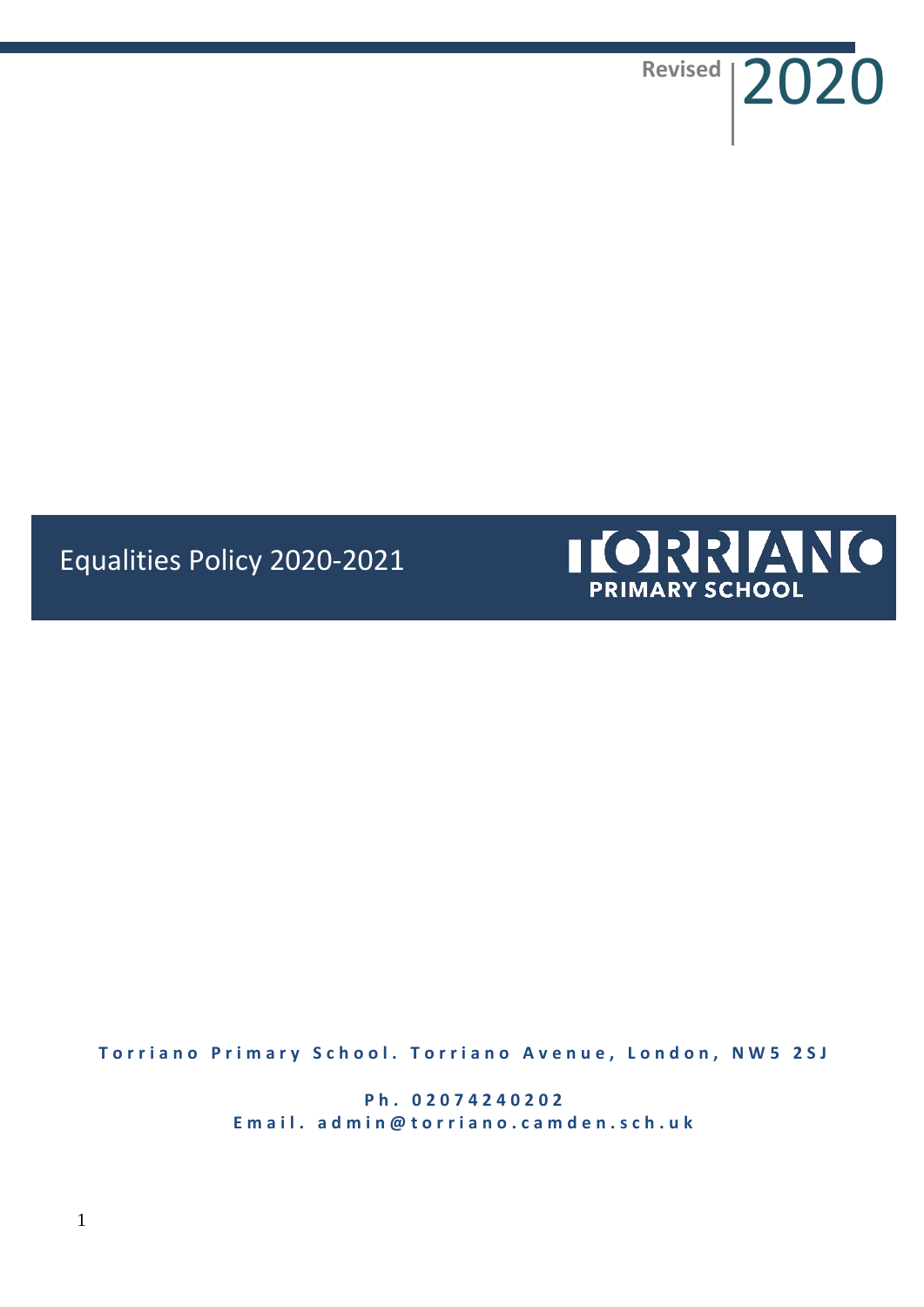Revised | 2020

# Equalities Policy 2020-2021

**TORRIANO**
**PRIMARY SCHOOL**

**Torriano Primary School. Torriano Avenue, London, NW5 2SJ**

**Ph. 02074240202**
**Email. admin@torriano.camden.sch.uk**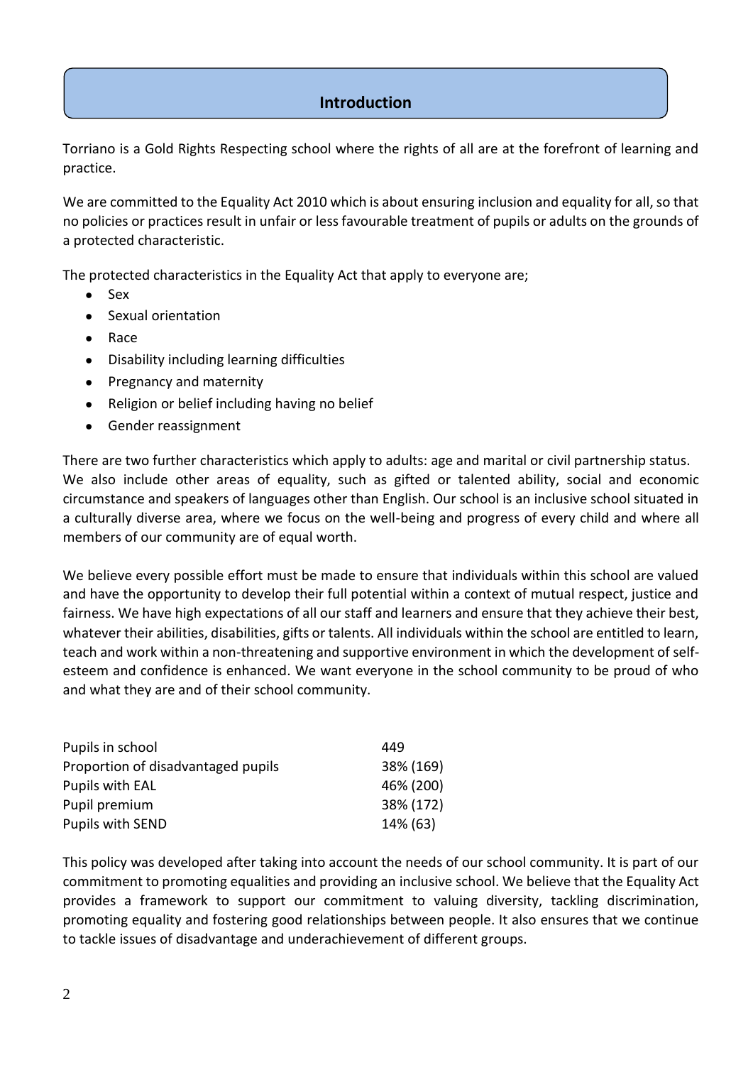## Introduction

Torriano is a Gold Rights Respecting school where the rights of all are at the forefront of learning and practice.

We are committed to the Equality Act 2010 which is about ensuring inclusion and equality for all, so that no policies or practices result in unfair or less favourable treatment of pupils or adults on the grounds of a protected characteristic.

The protected characteristics in the Equality Act that apply to everyone are;

- Sex
- Sexual orientation
- Race
- Disability including learning difficulties
- Pregnancy and maternity
- Religion or belief including having no belief
- Gender reassignment

There are two further characteristics which apply to adults: age and marital or civil partnership status. We also include other areas of equality, such as gifted or talented ability, social and economic circumstance and speakers of languages other than English. Our school is an inclusive school situated in a culturally diverse area, where we focus on the well-being and progress of every child and where all members of our community are of equal worth.

We believe every possible effort must be made to ensure that individuals within this school are valued and have the opportunity to develop their full potential within a context of mutual respect, justice and fairness. We have high expectations of all our staff and learners and ensure that they achieve their best, whatever their abilities, disabilities, gifts or talents. All individuals within the school are entitled to learn, teach and work within a non-threatening and supportive environment in which the development of self-esteem and confidence is enhanced. We want everyone in the school community to be proud of who and what they are and of their school community.

| | |
|---|---|
| Pupils in school | 449 |
| Proportion of disadvantaged pupils | 38% (169) |
| Pupils with EAL | 46% (200) |
| Pupil premium | 38% (172) |
| Pupils with SEND | 14% (63) |

This policy was developed after taking into account the needs of our school community. It is part of our commitment to promoting equalities and providing an inclusive school. We believe that the Equality Act provides a framework to support our commitment to valuing diversity, tackling discrimination, promoting equality and fostering good relationships between people. It also ensures that we continue to tackle issues of disadvantage and underachievement of different groups.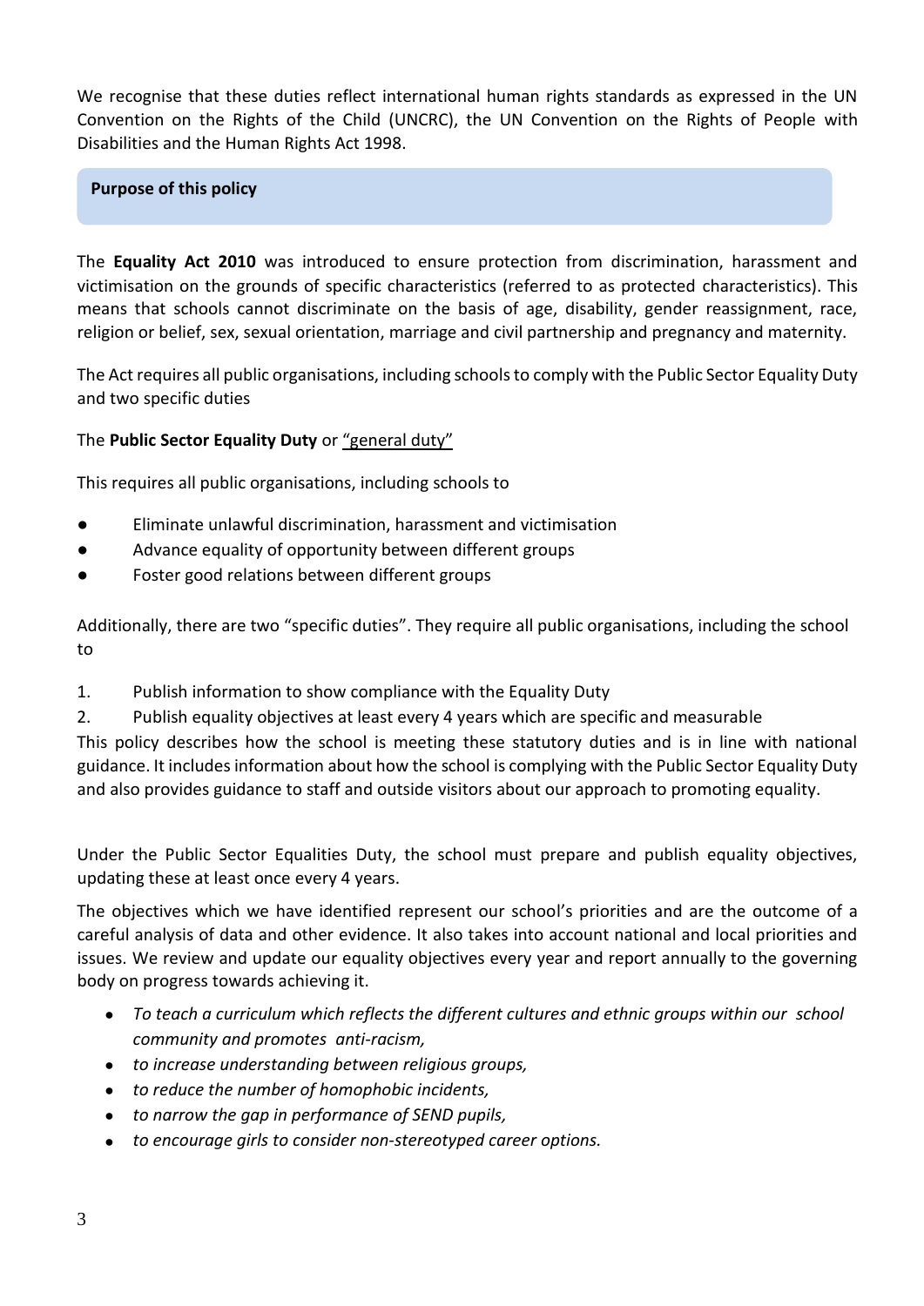We recognise that these duties reflect international human rights standards as expressed in the UN Convention on the Rights of the Child (UNCRC), the UN Convention on the Rights of People with Disabilities and the Human Rights Act 1998.

## Purpose of this policy

The **Equality Act 2010** was introduced to ensure protection from discrimination, harassment and victimisation on the grounds of specific characteristics (referred to as protected characteristics). This means that schools cannot discriminate on the basis of age, disability, gender reassignment, race, religion or belief, sex, sexual orientation, marriage and civil partnership and pregnancy and maternity.

The Act requires all public organisations, including schools to comply with the Public Sector Equality Duty and two specific duties

The **Public Sector Equality Duty** or "general duty"

This requires all public organisations, including schools to

- Eliminate unlawful discrimination, harassment and victimisation
- Advance equality of opportunity between different groups
- Foster good relations between different groups

Additionally, there are two "specific duties". They require all public organisations, including the school to

1. Publish information to show compliance with the Equality Duty
2. Publish equality objectives at least every 4 years which are specific and measurable

This policy describes how the school is meeting these statutory duties and is in line with national guidance. It includes information about how the school is complying with the Public Sector Equality Duty and also provides guidance to staff and outside visitors about our approach to promoting equality.

Under the Public Sector Equalities Duty, the school must prepare and publish equality objectives, updating these at least once every 4 years.

The objectives which we have identified represent our school's priorities and are the outcome of a careful analysis of data and other evidence. It also takes into account national and local priorities and issues. We review and update our equality objectives every year and report annually to the governing body on progress towards achieving it.

- *To teach a curriculum which reflects the different cultures and ethnic groups within our school community and promotes anti-racism,*
- *to increase understanding between religious groups,*
- *to reduce the number of homophobic incidents,*
- *to narrow the gap in performance of SEND pupils,*
- *to encourage girls to consider non-stereotyped career options.*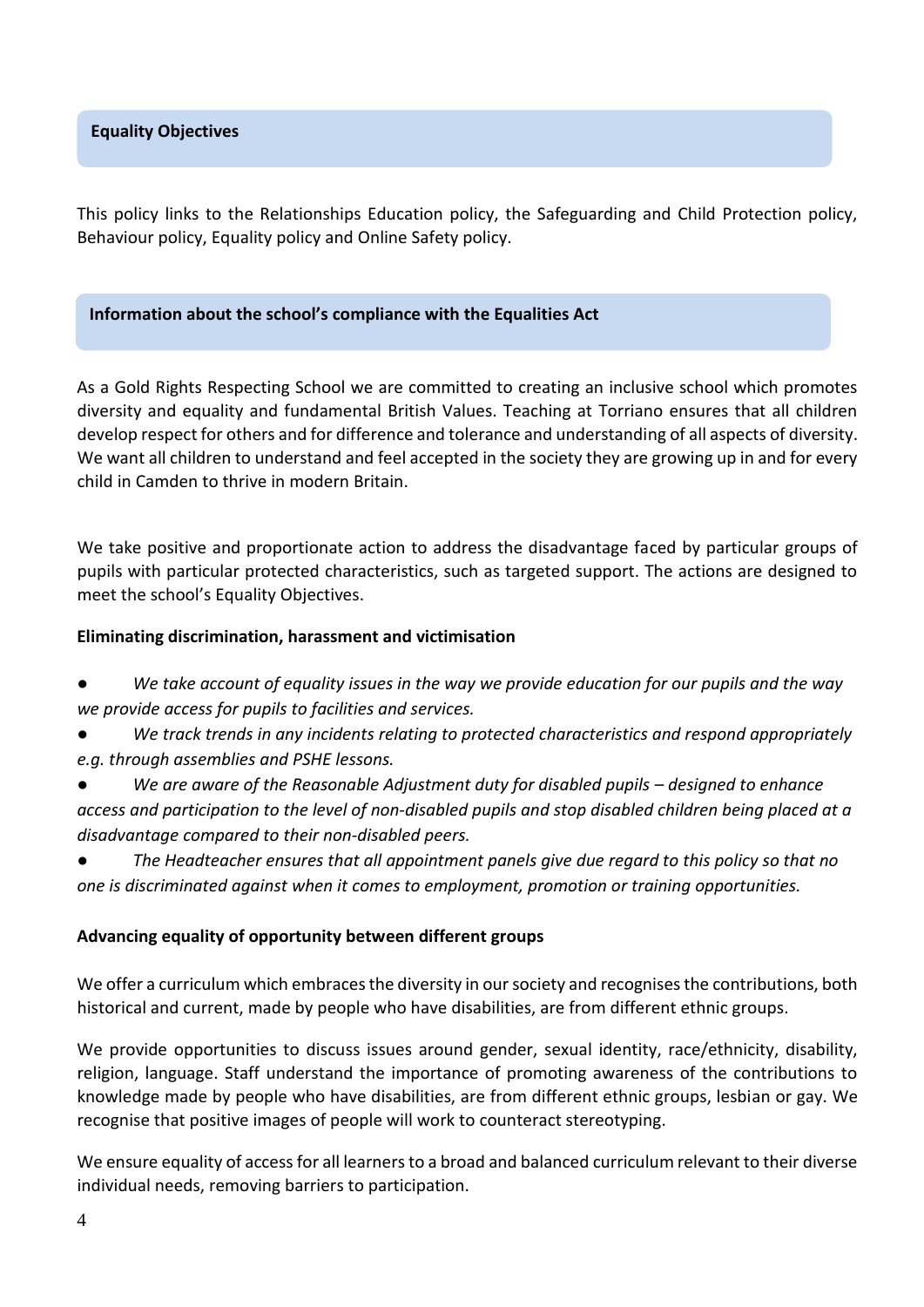## Equality Objectives

This policy links to the Relationships Education policy, the Safeguarding and Child Protection policy, Behaviour policy, Equality policy and Online Safety policy.

## Information about the school's compliance with the Equalities Act

As a Gold Rights Respecting School we are committed to creating an inclusive school which promotes diversity and equality and fundamental British Values. Teaching at Torriano ensures that all children develop respect for others and for difference and tolerance and understanding of all aspects of diversity. We want all children to understand and feel accepted in the society they are growing up in and for every child in Camden to thrive in modern Britain.

We take positive and proportionate action to address the disadvantage faced by particular groups of pupils with particular protected characteristics, such as targeted support. The actions are designed to meet the school's Equality Objectives.

**Eliminating discrimination, harassment and victimisation**

- *We take account of equality issues in the way we provide education for our pupils and the way we provide access for pupils to facilities and services.*
- *We track trends in any incidents relating to protected characteristics and respond appropriately e.g. through assemblies and PSHE lessons.*
- *We are aware of the Reasonable Adjustment duty for disabled pupils – designed to enhance access and participation to the level of non-disabled pupils and stop disabled children being placed at a disadvantage compared to their non-disabled peers.*
- *The Headteacher ensures that all appointment panels give due regard to this policy so that no one is discriminated against when it comes to employment, promotion or training opportunities.*

**Advancing equality of opportunity between different groups**

We offer a curriculum which embraces the diversity in our society and recognises the contributions, both historical and current, made by people who have disabilities, are from different ethnic groups.

We provide opportunities to discuss issues around gender, sexual identity, race/ethnicity, disability, religion, language. Staff understand the importance of promoting awareness of the contributions to knowledge made by people who have disabilities, are from different ethnic groups, lesbian or gay. We recognise that positive images of people will work to counteract stereotyping.

We ensure equality of access for all learners to a broad and balanced curriculum relevant to their diverse individual needs, removing barriers to participation.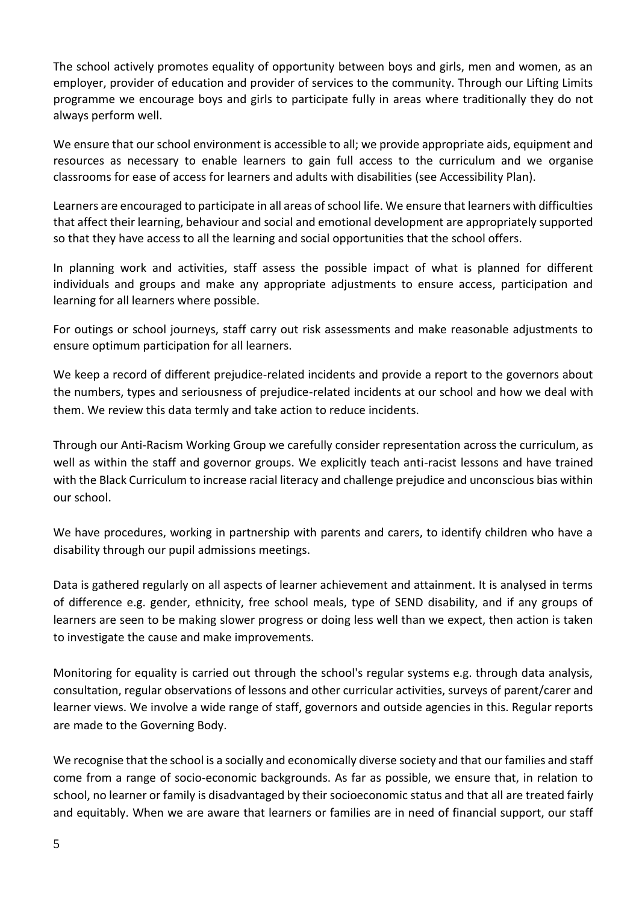The school actively promotes equality of opportunity between boys and girls, men and women, as an employer, provider of education and provider of services to the community. Through our Lifting Limits programme we encourage boys and girls to participate fully in areas where traditionally they do not always perform well.

We ensure that our school environment is accessible to all; we provide appropriate aids, equipment and resources as necessary to enable learners to gain full access to the curriculum and we organise classrooms for ease of access for learners and adults with disabilities (see Accessibility Plan).

Learners are encouraged to participate in all areas of school life. We ensure that learners with difficulties that affect their learning, behaviour and social and emotional development are appropriately supported so that they have access to all the learning and social opportunities that the school offers.

In planning work and activities, staff assess the possible impact of what is planned for different individuals and groups and make any appropriate adjustments to ensure access, participation and learning for all learners where possible.

For outings or school journeys, staff carry out risk assessments and make reasonable adjustments to ensure optimum participation for all learners.

We keep a record of different prejudice-related incidents and provide a report to the governors about the numbers, types and seriousness of prejudice-related incidents at our school and how we deal with them. We review this data termly and take action to reduce incidents.

Through our Anti-Racism Working Group we carefully consider representation across the curriculum, as well as within the staff and governor groups. We explicitly teach anti-racist lessons and have trained with the Black Curriculum to increase racial literacy and challenge prejudice and unconscious bias within our school.

We have procedures, working in partnership with parents and carers, to identify children who have a disability through our pupil admissions meetings.

Data is gathered regularly on all aspects of learner achievement and attainment. It is analysed in terms of difference e.g. gender, ethnicity, free school meals, type of SEND disability, and if any groups of learners are seen to be making slower progress or doing less well than we expect, then action is taken to investigate the cause and make improvements.

Monitoring for equality is carried out through the school's regular systems e.g. through data analysis, consultation, regular observations of lessons and other curricular activities, surveys of parent/carer and learner views. We involve a wide range of staff, governors and outside agencies in this. Regular reports are made to the Governing Body.

We recognise that the school is a socially and economically diverse society and that our families and staff come from a range of socio-economic backgrounds. As far as possible, we ensure that, in relation to school, no learner or family is disadvantaged by their socioeconomic status and that all are treated fairly and equitably. When we are aware that learners or families are in need of financial support, our staff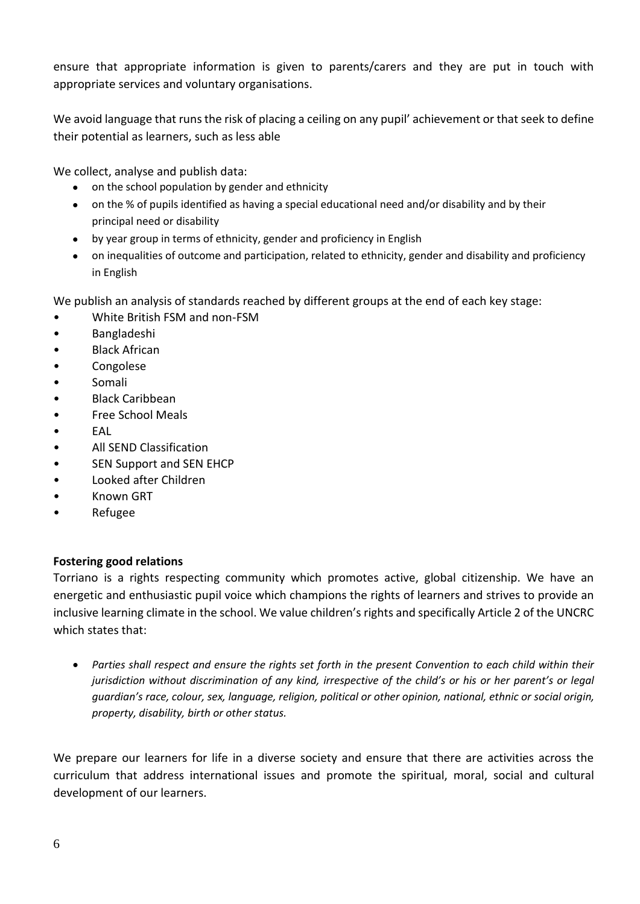ensure that appropriate information is given to parents/carers and they are put in touch with appropriate services and voluntary organisations.

We avoid language that runs the risk of placing a ceiling on any pupil' achievement or that seek to define their potential as learners, such as less able

We collect, analyse and publish data:

- on the school population by gender and ethnicity
- on the % of pupils identified as having a special educational need and/or disability and by their principal need or disability
- by year group in terms of ethnicity, gender and proficiency in English
- on inequalities of outcome and participation, related to ethnicity, gender and disability and proficiency in English

We publish an analysis of standards reached by different groups at the end of each key stage:

- White British FSM and non-FSM
- Bangladeshi
- Black African
- Congolese
- Somali
- Black Caribbean
- Free School Meals
- EAL
- All SEND Classification
- SEN Support and SEN EHCP
- Looked after Children
- Known GRT
- Refugee

**Fostering good relations**

Torriano is a rights respecting community which promotes active, global citizenship. We have an energetic and enthusiastic pupil voice which champions the rights of learners and strives to provide an inclusive learning climate in the school. We value children's rights and specifically Article 2 of the UNCRC which states that:

- *Parties shall respect and ensure the rights set forth in the present Convention to each child within their jurisdiction without discrimination of any kind, irrespective of the child's or his or her parent's or legal guardian's race, colour, sex, language, religion, political or other opinion, national, ethnic or social origin, property, disability, birth or other status.*

We prepare our learners for life in a diverse society and ensure that there are activities across the curriculum that address international issues and promote the spiritual, moral, social and cultural development of our learners.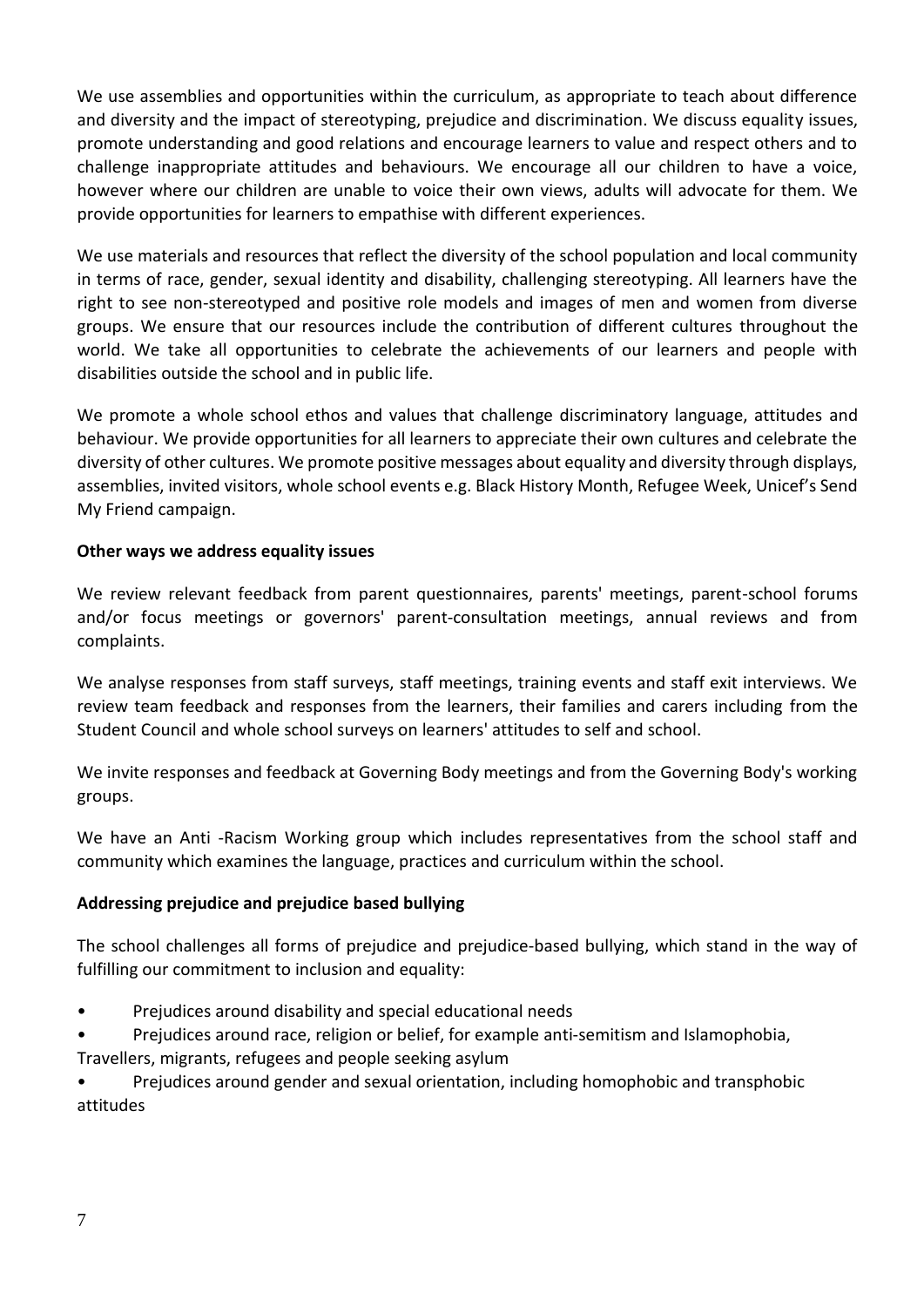We use assemblies and opportunities within the curriculum, as appropriate to teach about difference and diversity and the impact of stereotyping, prejudice and discrimination. We discuss equality issues, promote understanding and good relations and encourage learners to value and respect others and to challenge inappropriate attitudes and behaviours. We encourage all our children to have a voice, however where our children are unable to voice their own views, adults will advocate for them. We provide opportunities for learners to empathise with different experiences.

We use materials and resources that reflect the diversity of the school population and local community in terms of race, gender, sexual identity and disability, challenging stereotyping. All learners have the right to see non-stereotyped and positive role models and images of men and women from diverse groups. We ensure that our resources include the contribution of different cultures throughout the world. We take all opportunities to celebrate the achievements of our learners and people with disabilities outside the school and in public life.

We promote a whole school ethos and values that challenge discriminatory language, attitudes and behaviour. We provide opportunities for all learners to appreciate their own cultures and celebrate the diversity of other cultures. We promote positive messages about equality and diversity through displays, assemblies, invited visitors, whole school events e.g. Black History Month, Refugee Week, Unicef's Send My Friend campaign.

**Other ways we address equality issues**

We review relevant feedback from parent questionnaires, parents' meetings, parent-school forums and/or focus meetings or governors' parent-consultation meetings, annual reviews and from complaints.

We analyse responses from staff surveys, staff meetings, training events and staff exit interviews. We review team feedback and responses from the learners, their families and carers including from the Student Council and whole school surveys on learners' attitudes to self and school.

We invite responses and feedback at Governing Body meetings and from the Governing Body's working groups.

We have an Anti -Racism Working group which includes representatives from the school staff and community which examines the language, practices and curriculum within the school.

**Addressing prejudice and prejudice based bullying**

The school challenges all forms of prejudice and prejudice-based bullying, which stand in the way of fulfilling our commitment to inclusion and equality:

- Prejudices around disability and special educational needs
- Prejudices around race, religion or belief, for example anti-semitism and Islamophobia, Travellers, migrants, refugees and people seeking asylum
- Prejudices around gender and sexual orientation, including homophobic and transphobic attitudes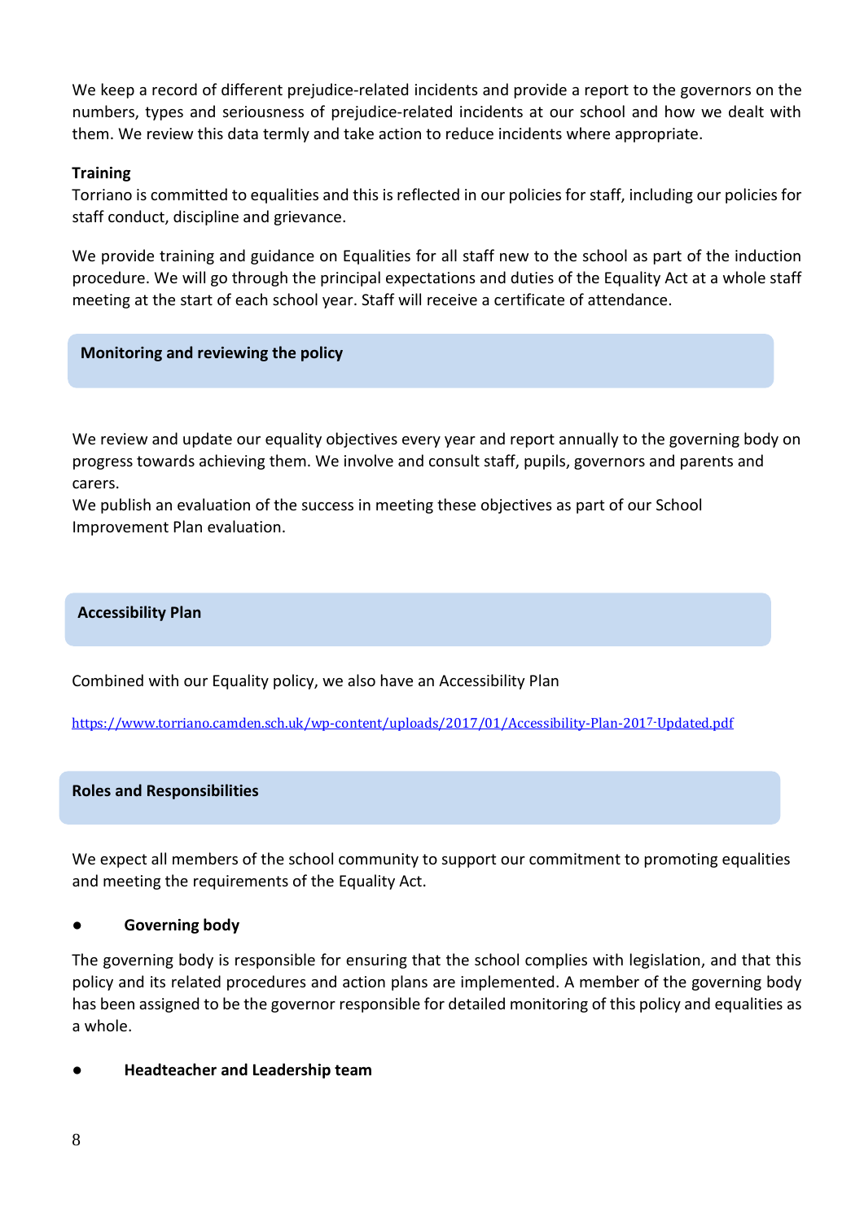We keep a record of different prejudice-related incidents and provide a report to the governors on the numbers, types and seriousness of prejudice-related incidents at our school and how we dealt with them. We review this data termly and take action to reduce incidents where appropriate.

**Training**

Torriano is committed to equalities and this is reflected in our policies for staff, including our policies for staff conduct, discipline and grievance.

We provide training and guidance on Equalities for all staff new to the school as part of the induction procedure. We will go through the principal expectations and duties of the Equality Act at a whole staff meeting at the start of each school year. Staff will receive a certificate of attendance.

## Monitoring and reviewing the policy

We review and update our equality objectives every year and report annually to the governing body on progress towards achieving them. We involve and consult staff, pupils, governors and parents and carers.

We publish an evaluation of the success in meeting these objectives as part of our School Improvement Plan evaluation.

## Accessibility Plan

Combined with our Equality policy, we also have an Accessibility Plan

https://www.torriano.camden.sch.uk/wp-content/uploads/2017/01/Accessibility-Plan-2017-Updated.pdf

## Roles and Responsibilities

We expect all members of the school community to support our commitment to promoting equalities and meeting the requirements of the Equality Act.

- **Governing body**

The governing body is responsible for ensuring that the school complies with legislation, and that this policy and its related procedures and action plans are implemented. A member of the governing body has been assigned to be the governor responsible for detailed monitoring of this policy and equalities as a whole.

- **Headteacher and Leadership team**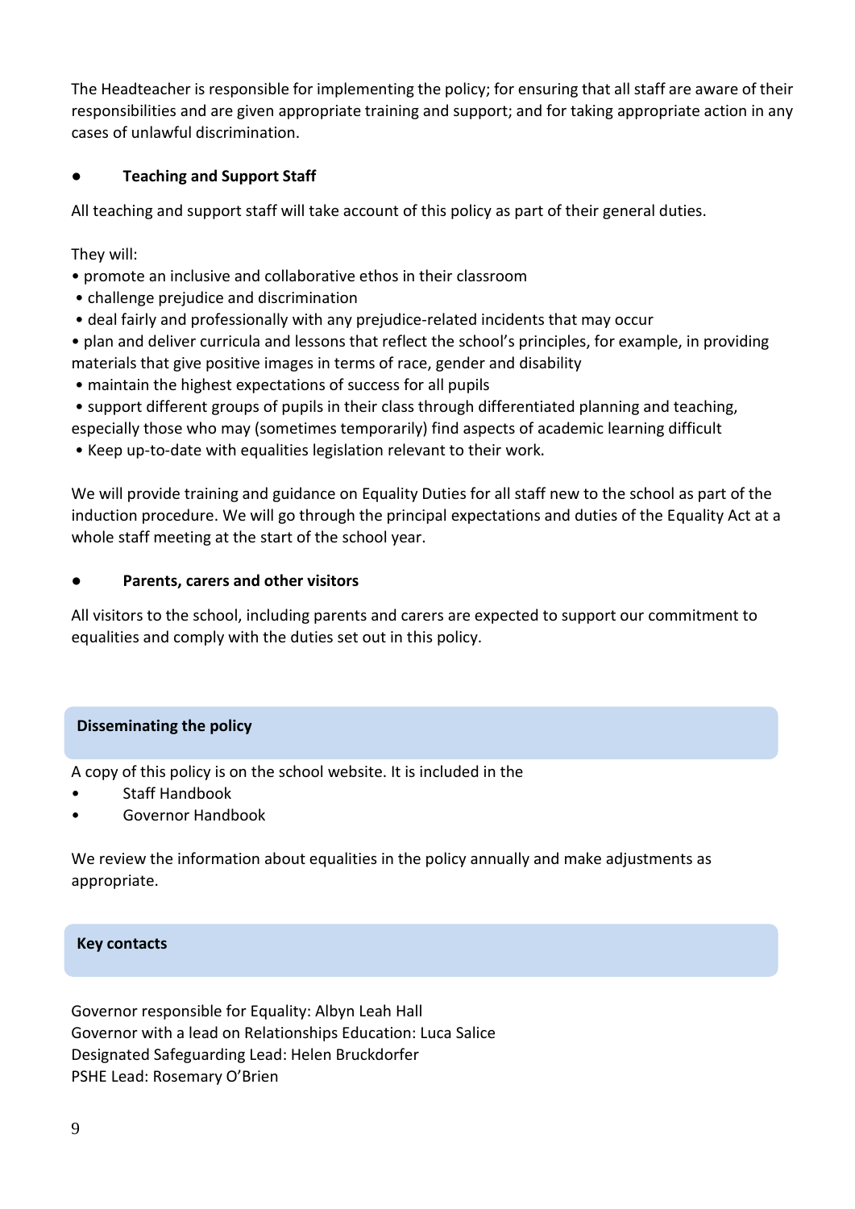The Headteacher is responsible for implementing the policy; for ensuring that all staff are aware of their responsibilities and are given appropriate training and support; and for taking appropriate action in any cases of unlawful discrimination.

- **Teaching and Support Staff**

All teaching and support staff will take account of this policy as part of their general duties.

They will:

- promote an inclusive and collaborative ethos in their classroom
- challenge prejudice and discrimination
- deal fairly and professionally with any prejudice-related incidents that may occur
- plan and deliver curricula and lessons that reflect the school's principles, for example, in providing materials that give positive images in terms of race, gender and disability
- maintain the highest expectations of success for all pupils
- support different groups of pupils in their class through differentiated planning and teaching, especially those who may (sometimes temporarily) find aspects of academic learning difficult
- Keep up-to-date with equalities legislation relevant to their work.

We will provide training and guidance on Equality Duties for all staff new to the school as part of the induction procedure. We will go through the principal expectations and duties of the Equality Act at a whole staff meeting at the start of the school year.

- **Parents, carers and other visitors**

All visitors to the school, including parents and carers are expected to support our commitment to equalities and comply with the duties set out in this policy.

## Disseminating the policy

A copy of this policy is on the school website. It is included in the

- Staff Handbook
- Governor Handbook

We review the information about equalities in the policy annually and make adjustments as appropriate.

## Key contacts

Governor responsible for Equality: Albyn Leah Hall
Governor with a lead on Relationships Education: Luca Salice
Designated Safeguarding Lead: Helen Bruckdorfer
PSHE Lead: Rosemary O'Brien